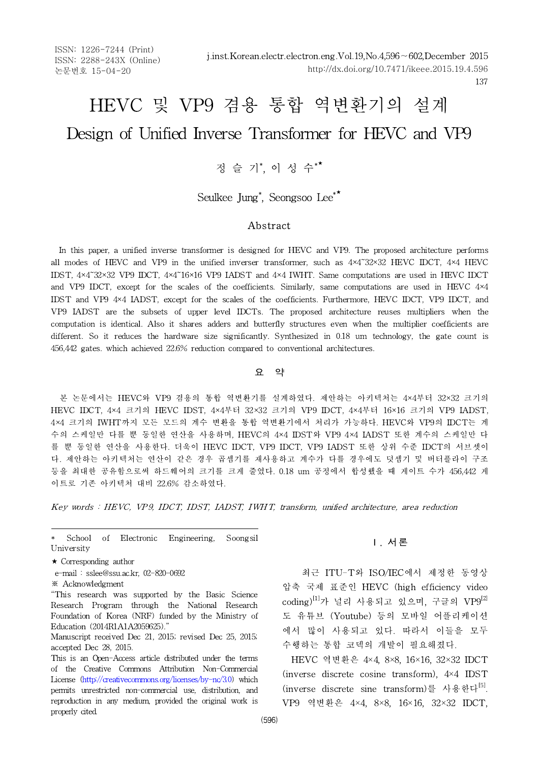ISSN: 1226-7244 (Print)
ISSN: 2288-243X (Online)
논문번호 15-04-20

# HEVC 및 VP9 겸용 통합 역변환기의 설계

# Design of Unified Inverse Transformer for HEVC and VP9

정 슬 기*, 이 성 수*★

Seulkee Jung*, Seongsoo Lee*★

## Abstract

In this paper, a unified inverse transformer is designed for HEVC and VP9. The proposed architecture performs all modes of HEVC and VP9 in the unified inverser transformer, such as 4×4~32×32 HEVC IDCT, 4×4 HEVC IDST, 4×4~32×32 VP9 IDCT, 4×4~16×16 VP9 IADST and 4×4 IWHT. Same computations are used in HEVC IDCT and VP9 IDCT, except for the scales of the coefficients. Similarly, same computations are used in HEVC 4×4 IDST and VP9 4×4 IADST, except for the scales of the coefficients. Furthermore, HEVC IDCT, VP9 IDCT, and VP9 IADST are the subsets of upper level IDCTs. The proposed architecture reuses multipliers when the computation is identical. Also it shares adders and butterfly structures even when the multiplier coefficients are different. So it reduces the hardware size significantly. Synthesized in 0.18 um technology, the gate count is 456,442 gates. which achieved 22.6% reduction compared to conventional architectures.

## 요 약

본 논문에서는 HEVC와 VP9 겸용의 통합 역변환기를 설계하였다. 제안하는 아키텍처는 4×4부터 32×32 크기의 HEVC IDCT, 4×4 크기의 HEVC IDST, 4×4부터 32×32 크기의 VP9 IDCT, 4×4부터 16×16 크기의 VP9 IADST, 4×4 크기의 IWHT까지 모든 모드의 계수 변환을 통합 역변환기에서 처리가 가능하다. HEVC와 VP9의 IDCT는 계수의 스케일만 다를 뿐 동일한 연산을 사용하며, HEVC의 4×4 IDST와 VP9 4×4 IADST 또한 계수의 스케일만 다를 뿐 동일한 연산을 사용한다. 더욱이 HEVC IDCT, VP9 IDCT, VP9 IADST 또한 상위 수준 IDCT의 서브셋이다. 제안하는 아키텍처는 연산이 같은 경우 곱셈기를 재사용하고 계수가 다를 경우에도 덧셈기 및 버터플라이 구조 등을 최대한 공유함으로써 하드웨어의 크기를 크게 줄였다. 0.18 um 공정에서 합성했을 때 게이트 수가 456,442 게이트로 기존 아키텍처 대비 22.6% 감소하였다.

*Key words : HEVC, VP9, IDCT, IDST, IADST, IWHT, transform, unified architecture, area reduction*

---

\* School of Electronic Engineering, Soongsil University

★ Corresponding author

e-mail : sslee@ssu.ac.kr, 02-820-0692

※ Acknowledgment

"This research was supported by the Basic Science Research Program through the National Research Foundation of Korea (NRF) funded by the Ministry of Education (2014R1A1A2059625)."

Manuscript received Dec 21, 2015; revised Dec 25, 2015; accepted Dec 28, 2015.

This is an Open-Access article distributed under the terms of the Creative Commons Attribution Non-Commercial License (http://creativecommons.org/licenses/by-nc/3.0) which permits unrestricted non-commercial use, distribution, and reproduction in any medium, provided the original work is properly cited.

## Ⅰ. 서론

최근 ITU-T와 ISO/IEC에서 제정한 동영상 압축 국제 표준인 HEVC (high efficiency video coding)[1]가 널리 사용되고 있으며, 구글의 VP9[2]도 유튜브 (Youtube) 등의 모바일 어플리케이션에서 많이 사용되고 있다. 따라서 이들을 모두 수행하는 통합 코덱의 개발이 필요해졌다.

HEVC 역변환은 4×4, 8×8, 16×16, 32×32 IDCT (inverse discrete cosine transform), 4×4 IDST (inverse discrete sine transform)를 사용한다[5]. VP9 역변환은 4×4, 8×8, 16×16, 32×32 IDCT,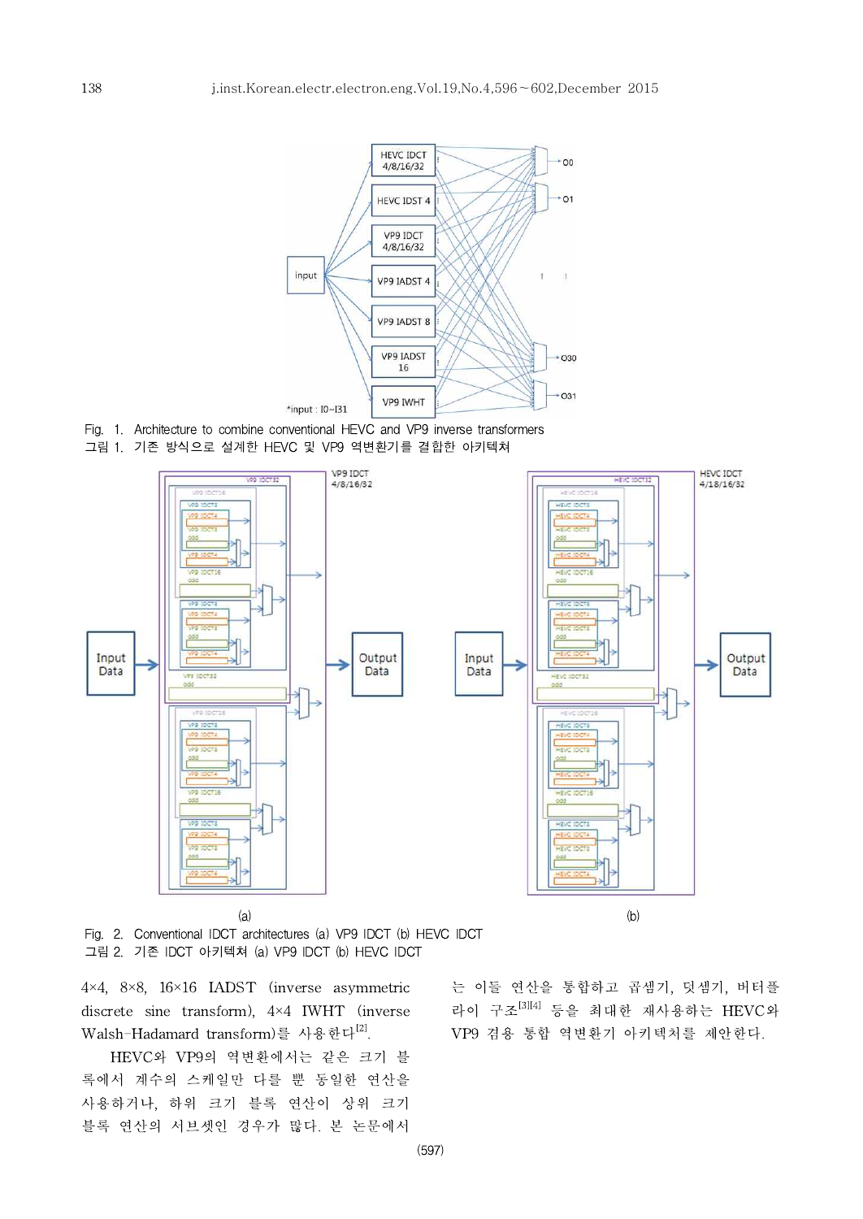Fig. 1. Architecture to combine conventional HEVC and VP9 inverse transformers
그림 1. 기존 방식으로 설계한 HEVC 및 VP9 역변환기를 결합한 아키텍쳐

Fig. 2. Conventional IDCT architectures (a) VP9 IDCT (b) HEVC IDCT
그림 2. 기존 IDCT 아키텍쳐 (a) VP9 IDCT (b) HEVC IDCT

4×4, 8×8, 16×16 IADST (inverse asymmetric discrete sine transform), 4×4 IWHT (inverse Walsh-Hadamard transform)를 사용한다[2].

HEVC와 VP9의 역변환에서는 같은 크기 블록에서 계수의 스케일만 다를 뿐 동일한 연산을 사용하거나, 하위 크기 블록 연산이 상위 크기 블록 연산의 서브셋인 경우가 많다. 본 논문에서는 이들 연산을 통합하고 곱셈기, 덧셈기, 버터플라이 구조[3][4] 등을 최대한 재사용하는 HEVC와 VP9 겸용 통합 역변환기 아키텍처를 제안한다.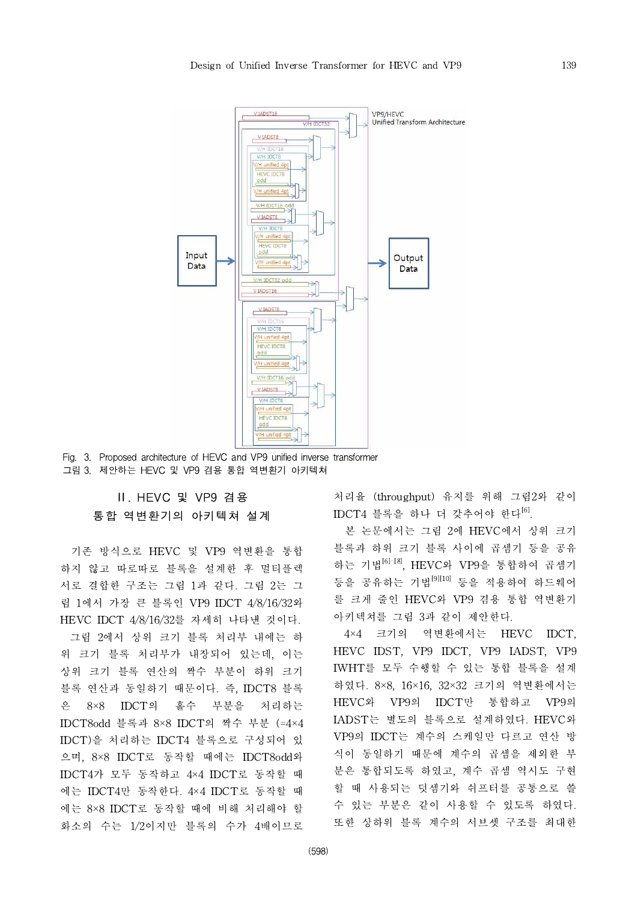Fig. 3. Proposed architecture of HEVC and VP9 unified inverse transformer
그림 3. 제안하는 HEVC 및 VP9 겸용 통합 역변환기 아키텍쳐

## II. HEVC 및 VP9 겸용 통합 역변환기의 아키텍쳐 설계

기존 방식으로 HEVC 및 VP9 역변환을 통합하지 않고 따로따로 블록을 설계한 후 멀티플렉서로 결합한 구조는 그림 1과 같다. 그림 2는 그림 1에서 가장 큰 블록인 VP9 IDCT 4/8/16/32와 HEVC IDCT 4/8/16/32를 자세히 나타낸 것이다.

그림 2에서 상위 크기 블록 처리부 내에는 하위 크기 블록 처리부가 내장되어 있는데, 이는 상위 크기 블록 연산의 짝수 부분이 하위 크기 블록 연산과 동일하기 때문이다. 즉, IDCT8 블록은 8×8 IDCT의 홀수 부분을 처리하는 IDCT8odd 블록과 8×8 IDCT의 짝수 부분 (=4×4 IDCT)을 처리하는 IDCT4 블록으로 구성되어 있으며, 8×8 IDCT로 동작할 때에는 IDCT8odd와 IDCT4가 모두 동작하고 4×4 IDCT로 동작할 때에는 IDCT4만 동작한다. 4×4 IDCT로 동작할 때에는 8×8 IDCT로 동작할 때에 비해 처리해야 할 화소의 수는 1/2이지만 블록의 수가 4배이므로 처리율 (throughput) 유지를 위해 그림2와 같이 IDCT4 블록을 하나 더 갖추어야 한다[6].

본 논문에서는 그림 2에 HEVC에서 상위 크기 블록과 하위 크기 블록 사이에 곱셈기 등을 공유하는 기법[6]-[8], HEVC와 VP9을 통합하여 곱셈기 등을 공유하는 기법[9][10] 등을 적용하여 하드웨어를 크게 줄인 HEVC와 VP9 겸용 통합 역변환기 아키텍쳐를 그림 3과 같이 제안한다.

4×4 크기의 역변환에서는 HEVC IDCT, HEVC IDST, VP9 IDCT, VP9 IADST, VP9 IWHT를 모두 수행할 수 있는 통합 블록을 설계하였다. 8×8, 16×16, 32×32 크기의 역변환에서는 HEVC와 VP9의 IDCT만 통합하고 VP9의 IADST는 별도의 블록으로 설계하였다. HEVC와 VP9의 IDCT는 계수의 스케일만 다르고 연산 방식이 동일하기 때문에 계수의 곱셈을 제외한 부분은 통합되도록 하였고, 계수 곱셈 역시도 구현할 때 사용되는 덧셈기와 쉬프터를 공통으로 쓸 수 있는 부분은 같이 사용할 수 있도록 하였다. 또한 상하위 블록 계수의 서브셋 구조를 최대한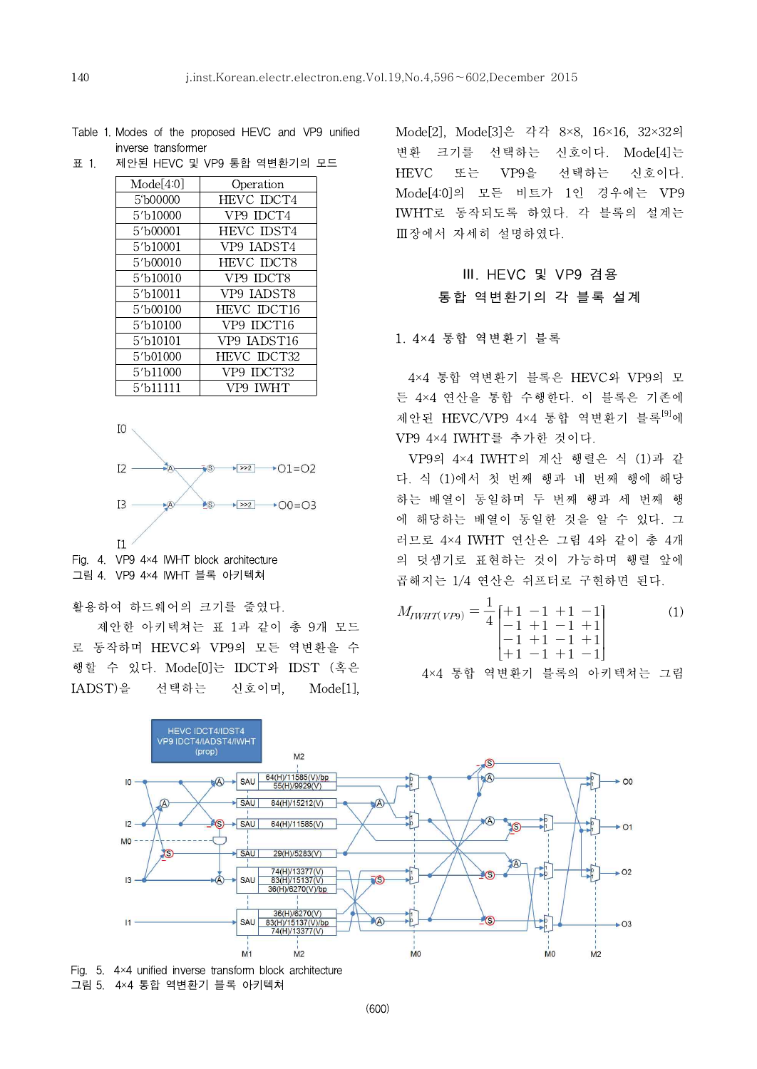Table 1. Modes of the proposed HEVC and VP9 unified inverse transformer

표 1. 제안된 HEVC 및 VP9 통합 역변환기의 모드

| Mode[4:0] | Operation |
|---|---|
| 5'b00000 | HEVC IDCT4 |
| 5'b10000 | VP9 IDCT4 |
| 5'b00001 | HEVC IDST4 |
| 5'b10001 | VP9 IADST4 |
| 5'b00010 | HEVC IDCT8 |
| 5'b10010 | VP9 IDCT8 |
| 5'b10011 | VP9 IADST8 |
| 5'b00100 | HEVC IDCT16 |
| 5'b10100 | VP9 IDCT16 |
| 5'b10101 | VP9 IADST16 |
| 5'b01000 | HEVC IDCT32 |
| 5'b11000 | VP9 IDCT32 |
| 5'b11111 | VP9 IWHT |

Fig. 4. VP9 4×4 IWHT block architecture

그림 4. VP9 4×4 IWHT 블록 아키텍쳐

활용하여 하드웨어의 크기를 줄였다.

제안한 아키텍처는 표 1과 같이 총 9개 모드로 동작하며 HEVC와 VP9의 모든 역변환을 수행할 수 있다. Mode[0]는 IDCT와 IDST (혹은 IADST)을 선택하는 신호이며, Mode[1], Mode[2], Mode[3]은 각각 8×8, 16×16, 32×32의 변환 크기를 선택하는 신호이다. Mode[4]는 HEVC 또는 VP9을 선택하는 신호이다. Mode[4:0]의 모든 비트가 1인 경우에는 VP9 IWHT로 동작되도록 하였다. 각 블록의 설계는 Ⅲ장에서 자세히 설명하였다.

## Ⅲ. HEVC 및 VP9 겸용 통합 역변환기의 각 블록 설계

### 1. 4×4 통합 역변환기 블록

4×4 통합 역변환기 블록은 HEVC와 VP9의 모든 4×4 연산을 통합 수행한다. 이 블록은 기존에 제안된 HEVC/VP9 4×4 통합 역변환기 블록[9]에 VP9 4×4 IWHT를 추가한 것이다.

VP9의 4×4 IWHT의 계산 행렬은 식 (1)과 같다. 식 (1)에서 첫 번째 행과 네 번째 행에 해당하는 배열이 동일하며 두 번째 행과 세 번째 행에 해당하는 배열이 동일한 것을 알 수 있다. 그러므로 4×4 IWHT 연산은 그림 4와 같이 총 4개의 덧셈기로 표현하는 것이 가능하며 행렬 앞에 곱해지는 1/4 연산은 쉬프터로 구현하면 된다.

$$M_{IWHT(VP9)} = \frac{1}{4}\begin{bmatrix} +1 & -1 & +1 & -1 \\ -1 & +1 & -1 & +1 \\ -1 & +1 & -1 & +1 \\ +1 & -1 & +1 & -1 \end{bmatrix} \tag{1}$$

4×4 통합 역변환기 블록의 아키텍처는 그림

Fig. 5. 4×4 unified inverse transform block architecture

그림 5. 4×4 통합 역변환기 블록 아키텍쳐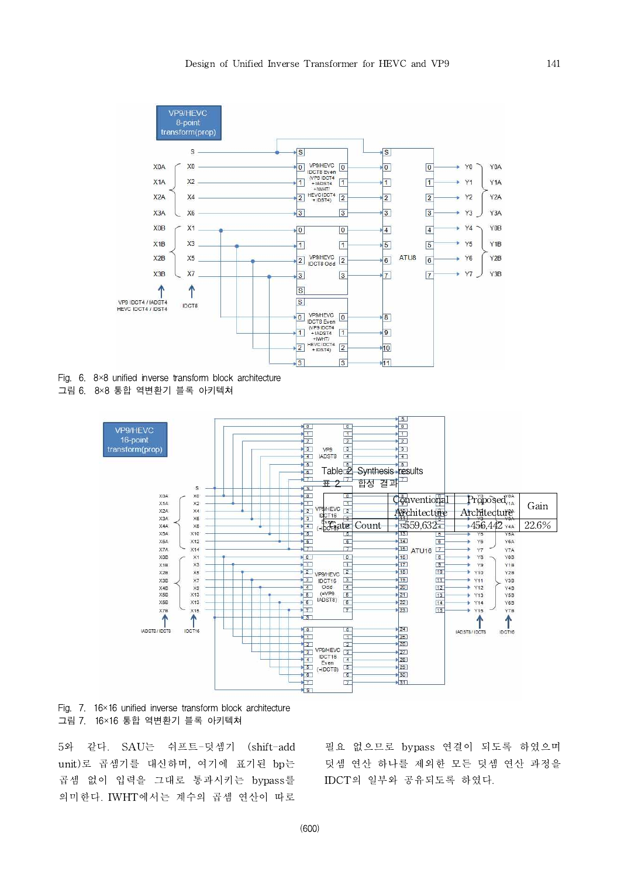Fig. 6. 8×8 unified inverse transform block architecture
그림 6. 8×8 통합 역변환기 블록 아키텍쳐

Table 2. Synthesis results
표 2. 합성 결과

| | Conventional Architecture | Proposed Architecture | Gain |
|---|---|---|---|
| Gate Count | 559,632 | 456,442 | 22.6% |

Fig. 7. 16×16 unified inverse transform block architecture
그림 7. 16×16 통합 역변환기 블록 아키텍쳐

5와 같다. SAU는 쉬프트-덧셈기 (shift-add unit)로 곱셈기를 대신하며, 여기에 표기된 bp는 곱셈 없이 입력을 그대로 통과시키는 bypass를 의미한다. IWHT에서는 계수의 곱셈 연산이 따로 필요 없으므로 bypass 연결이 되도록 하였으며 덧셈 연산 하나를 제외한 모든 덧셈 연산 과정을 IDCT의 일부와 공유되도록 하였다.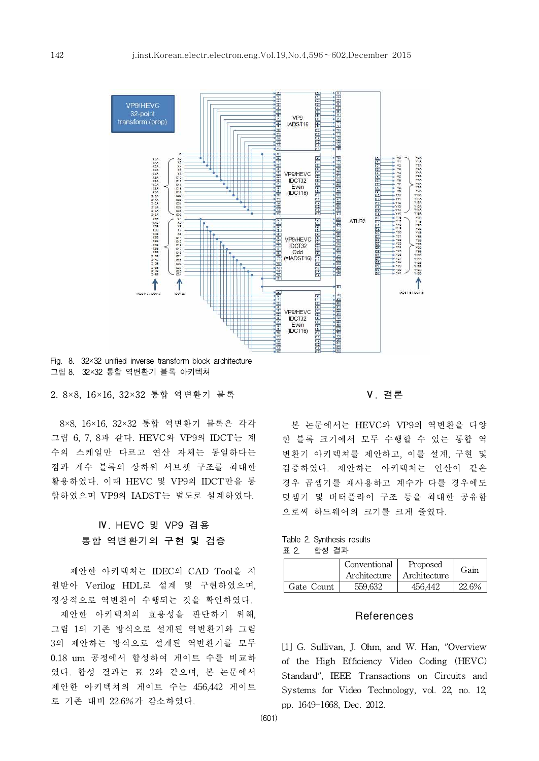Fig. 8. 32×32 unified inverse transform block architecture
그림 8. 32×32 통합 역변환기 블록 아키텍처

2. 8×8, 16×16, 32×32 통합 역변환기 블록

8×8, 16×16, 32×32 통합 역변환기 블록은 각각 그림 6, 7, 8과 같다. HEVC와 VP9의 IDCT는 계수의 스케일만 다르고 연산 자체는 동일하다는 점과 계수 블록의 상하위 서브셋 구조를 최대한 활용하였다. 이때 HEVC 및 VP9의 IDCT만을 통합하였으며 VP9의 IADST는 별도로 설계하였다.

## Ⅳ. HEVC 및 VP9 겸용 통합 역변환기의 구현 및 검증

제안한 아키텍처는 IDEC의 CAD Tool을 지원받아 Verilog HDL로 설계 및 구현하였으며, 정상적으로 역변환이 수행되는 것을 확인하였다.

제안한 아키텍처의 효용성을 판단하기 위해, 그림 1의 기존 방식으로 설계된 역변환기와 그림 3의 제안하는 방식으로 설계된 역변환기를 모두 0.18 um 공정에서 합성하여 게이트 수를 비교하였다. 합성 결과는 표 2와 같으며, 본 논문에서 제안한 아키텍처의 게이트 수는 456,442 게이트로 기존 대비 22.6%가 감소하였다.

## Ⅴ. 결론

본 논문에서는 HEVC와 VP9의 역변환을 다양한 블록 크기에서 모두 수행할 수 있는 통합 역변환기 아키텍처를 제안하고, 이를 설계, 구현 및 검증하였다. 제안하는 아키텍처는 연산이 같은 경우 곱셈기를 재사용하고 계수가 다를 경우에도 덧셈기 및 버터플라이 구조 등을 최대한 공유함으로써 하드웨어의 크기를 크게 줄였다.

Table 2. Synthesis results
표 2. 합성 결과

| | Conventional Architecture | Proposed Architecture | Gain |
|---|---|---|---|
| Gate Count | 559,632 | 456,442 | 22.6% |

## References

[1] G. Sullivan, J. Ohm, and W. Han, "Overview of the High Efficiency Video Coding (HEVC) Standard", IEEE Transactions on Circuits and Systems for Video Technology, vol. 22, no. 12, pp. 1649-1668, Dec. 2012.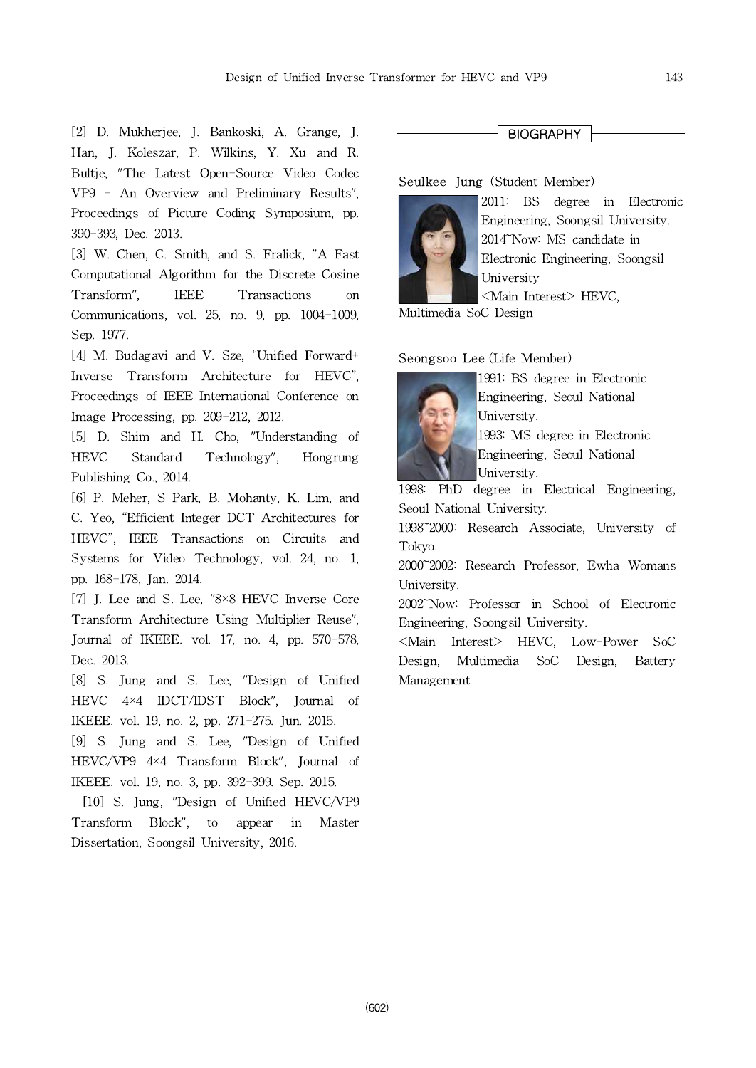[2] D. Mukherjee, J. Bankoski, A. Grange, J. Han, J. Koleszar, P. Wilkins, Y. Xu and R. Bultje, "The Latest Open-Source Video Codec VP9 - An Overview and Preliminary Results", Proceedings of Picture Coding Symposium, pp. 390-393, Dec. 2013.

[3] W. Chen, C. Smith, and S. Fralick, "A Fast Computational Algorithm for the Discrete Cosine Transform", IEEE Transactions on Communications, vol. 25, no. 9, pp. 1004-1009, Sep. 1977.

[4] M. Budagavi and V. Sze, "Unified Forward+Inverse Transform Architecture for HEVC", Proceedings of IEEE International Conference on Image Processing, pp. 209-212, 2012.

[5] D. Shim and H. Cho, "Understanding of HEVC Standard Technology", Hongrung Publishing Co., 2014.

[6] P. Meher, S Park, B. Mohanty, K. Lim, and C. Yeo, "Efficient Integer DCT Architectures for HEVC", IEEE Transactions on Circuits and Systems for Video Technology, vol. 24, no. 1, pp. 168-178, Jan. 2014.

[7] J. Lee and S. Lee, "8×8 HEVC Inverse Core Transform Architecture Using Multiplier Reuse", Journal of IKEEE. vol. 17, no. 4, pp. 570-578, Dec. 2013.

[8] S. Jung and S. Lee, "Design of Unified HEVC 4×4 IDCT/IDST Block", Journal of IKEEE. vol. 19, no. 2, pp. 271-275. Jun. 2015.

[9] S. Jung and S. Lee, "Design of Unified HEVC/VP9 4×4 Transform Block", Journal of IKEEE. vol. 19, no. 3, pp. 392-399. Sep. 2015.

[10] S. Jung, "Design of Unified HEVC/VP9 Transform Block", to appear in Master Dissertation, Soongsil University, 2016.

## BIOGRAPHY

**Seulkee Jung** (Student Member)

2011: BS degree in Electronic Engineering, Soongsil University.
2014~Now: MS candidate in Electronic Engineering, Soongsil University
<Main Interest> HEVC, Multimedia SoC Design

**Seongsoo Lee** (Life Member)

1991: BS degree in Electronic Engineering, Seoul National University.
1993: MS degree in Electronic Engineering, Seoul National University.
1998: PhD degree in Electrical Engineering, Seoul National University.
1998~2000: Research Associate, University of Tokyo.
2000~2002: Research Professor, Ewha Womans University.
2002~Now: Professor in School of Electronic Engineering, Soongsil University.
<Main Interest> HEVC, Low-Power SoC Design, Multimedia SoC Design, Battery Management